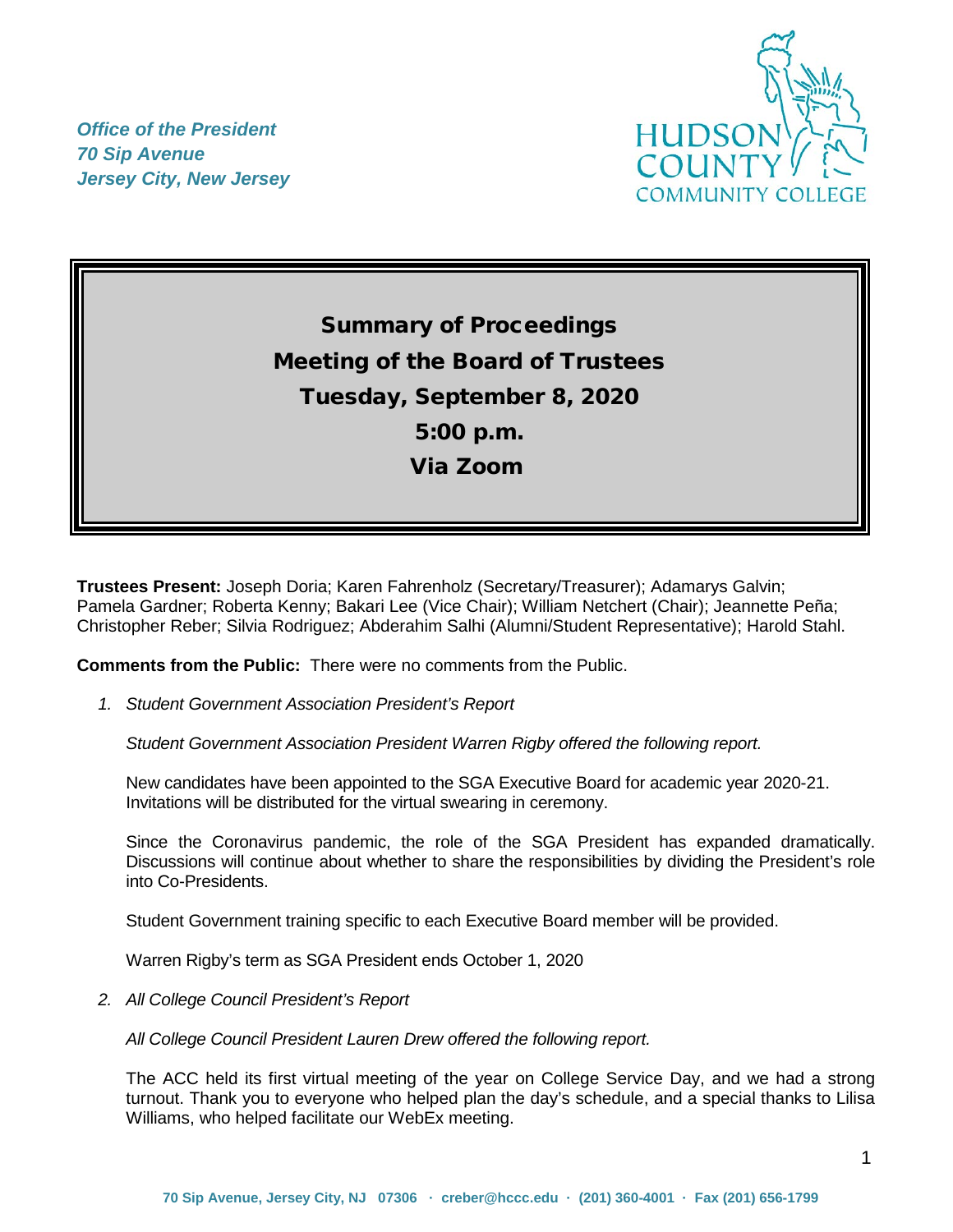*Office of the President*
*70 Sip Avenue*
*Jersey City, New Jersey*

HUDSON COUNTY COMMUNITY COLLEGE

# Summary of Proceedings
# Meeting of the Board of Trustees
# Tuesday, September 8, 2020
# 5:00 p.m.
# Via Zoom

**Trustees Present:** Joseph Doria; Karen Fahrenholz (Secretary/Treasurer); Adamarys Galvin; Pamela Gardner; Roberta Kenny; Bakari Lee (Vice Chair); William Netchert (Chair); Jeannette Peña; Christopher Reber; Silvia Rodriguez; Abderahim Salhi (Alumni/Student Representative); Harold Stahl.

**Comments from the Public:** There were no comments from the Public.

1. *Student Government Association President's Report*

   *Student Government Association President Warren Rigby offered the following report.*

   New candidates have been appointed to the SGA Executive Board for academic year 2020-21. Invitations will be distributed for the virtual swearing in ceremony.

   Since the Coronavirus pandemic, the role of the SGA President has expanded dramatically. Discussions will continue about whether to share the responsibilities by dividing the President's role into Co-Presidents.

   Student Government training specific to each Executive Board member will be provided.

   Warren Rigby's term as SGA President ends October 1, 2020

2. *All College Council President's Report*

   *All College Council President Lauren Drew offered the following report.*

   The ACC held its first virtual meeting of the year on College Service Day, and we had a strong turnout. Thank you to everyone who helped plan the day's schedule, and a special thanks to Lilisa Williams, who helped facilitate our WebEx meeting.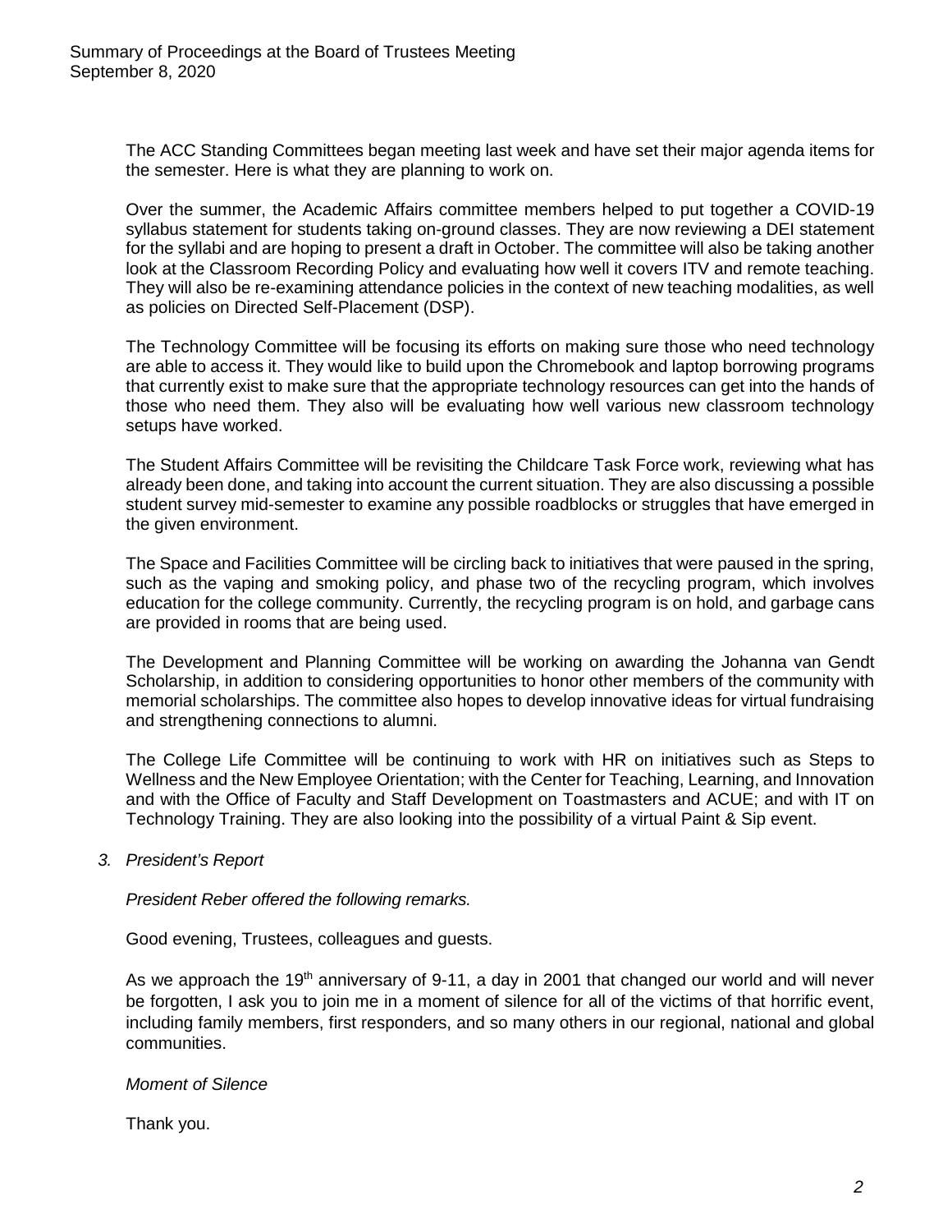The ACC Standing Committees began meeting last week and have set their major agenda items for the semester. Here is what they are planning to work on.

Over the summer, the Academic Affairs committee members helped to put together a COVID-19 syllabus statement for students taking on-ground classes. They are now reviewing a DEI statement for the syllabi and are hoping to present a draft in October. The committee will also be taking another look at the Classroom Recording Policy and evaluating how well it covers ITV and remote teaching. They will also be re-examining attendance policies in the context of new teaching modalities, as well as policies on Directed Self-Placement (DSP).

The Technology Committee will be focusing its efforts on making sure those who need technology are able to access it. They would like to build upon the Chromebook and laptop borrowing programs that currently exist to make sure that the appropriate technology resources can get into the hands of those who need them. They also will be evaluating how well various new classroom technology setups have worked.

The Student Affairs Committee will be revisiting the Childcare Task Force work, reviewing what has already been done, and taking into account the current situation. They are also discussing a possible student survey mid-semester to examine any possible roadblocks or struggles that have emerged in the given environment.

The Space and Facilities Committee will be circling back to initiatives that were paused in the spring, such as the vaping and smoking policy, and phase two of the recycling program, which involves education for the college community. Currently, the recycling program is on hold, and garbage cans are provided in rooms that are being used.

The Development and Planning Committee will be working on awarding the Johanna van Gendt Scholarship, in addition to considering opportunities to honor other members of the community with memorial scholarships. The committee also hopes to develop innovative ideas for virtual fundraising and strengthening connections to alumni.

The College Life Committee will be continuing to work with HR on initiatives such as Steps to Wellness and the New Employee Orientation; with the Center for Teaching, Learning, and Innovation and with the Office of Faculty and Staff Development on Toastmasters and ACUE; and with IT on Technology Training. They are also looking into the possibility of a virtual Paint & Sip event.

3. *President's Report*

*President Reber offered the following remarks.*

Good evening, Trustees, colleagues and guests.

As we approach the 19th anniversary of 9-11, a day in 2001 that changed our world and will never be forgotten, I ask you to join me in a moment of silence for all of the victims of that horrific event, including family members, first responders, and so many others in our regional, national and global communities.

*Moment of Silence*

Thank you.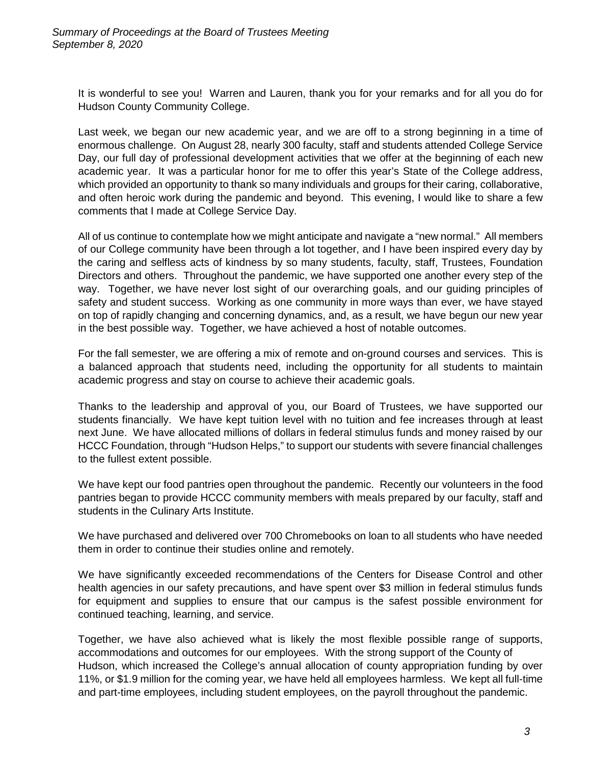It is wonderful to see you! Warren and Lauren, thank you for your remarks and for all you do for Hudson County Community College.

Last week, we began our new academic year, and we are off to a strong beginning in a time of enormous challenge. On August 28, nearly 300 faculty, staff and students attended College Service Day, our full day of professional development activities that we offer at the beginning of each new academic year. It was a particular honor for me to offer this year's State of the College address, which provided an opportunity to thank so many individuals and groups for their caring, collaborative, and often heroic work during the pandemic and beyond. This evening, I would like to share a few comments that I made at College Service Day.

All of us continue to contemplate how we might anticipate and navigate a "new normal." All members of our College community have been through a lot together, and I have been inspired every day by the caring and selfless acts of kindness by so many students, faculty, staff, Trustees, Foundation Directors and others. Throughout the pandemic, we have supported one another every step of the way. Together, we have never lost sight of our overarching goals, and our guiding principles of safety and student success. Working as one community in more ways than ever, we have stayed on top of rapidly changing and concerning dynamics, and, as a result, we have begun our new year in the best possible way. Together, we have achieved a host of notable outcomes.

For the fall semester, we are offering a mix of remote and on-ground courses and services. This is a balanced approach that students need, including the opportunity for all students to maintain academic progress and stay on course to achieve their academic goals.

Thanks to the leadership and approval of you, our Board of Trustees, we have supported our students financially. We have kept tuition level with no tuition and fee increases through at least next June. We have allocated millions of dollars in federal stimulus funds and money raised by our HCCC Foundation, through "Hudson Helps," to support our students with severe financial challenges to the fullest extent possible.

We have kept our food pantries open throughout the pandemic. Recently our volunteers in the food pantries began to provide HCCC community members with meals prepared by our faculty, staff and students in the Culinary Arts Institute.

We have purchased and delivered over 700 Chromebooks on loan to all students who have needed them in order to continue their studies online and remotely.

We have significantly exceeded recommendations of the Centers for Disease Control and other health agencies in our safety precautions, and have spent over $3 million in federal stimulus funds for equipment and supplies to ensure that our campus is the safest possible environment for continued teaching, learning, and service.

Together, we have also achieved what is likely the most flexible possible range of supports, accommodations and outcomes for our employees. With the strong support of the County of Hudson, which increased the College's annual allocation of county appropriation funding by over 11%, or $1.9 million for the coming year, we have held all employees harmless. We kept all full-time and part-time employees, including student employees, on the payroll throughout the pandemic.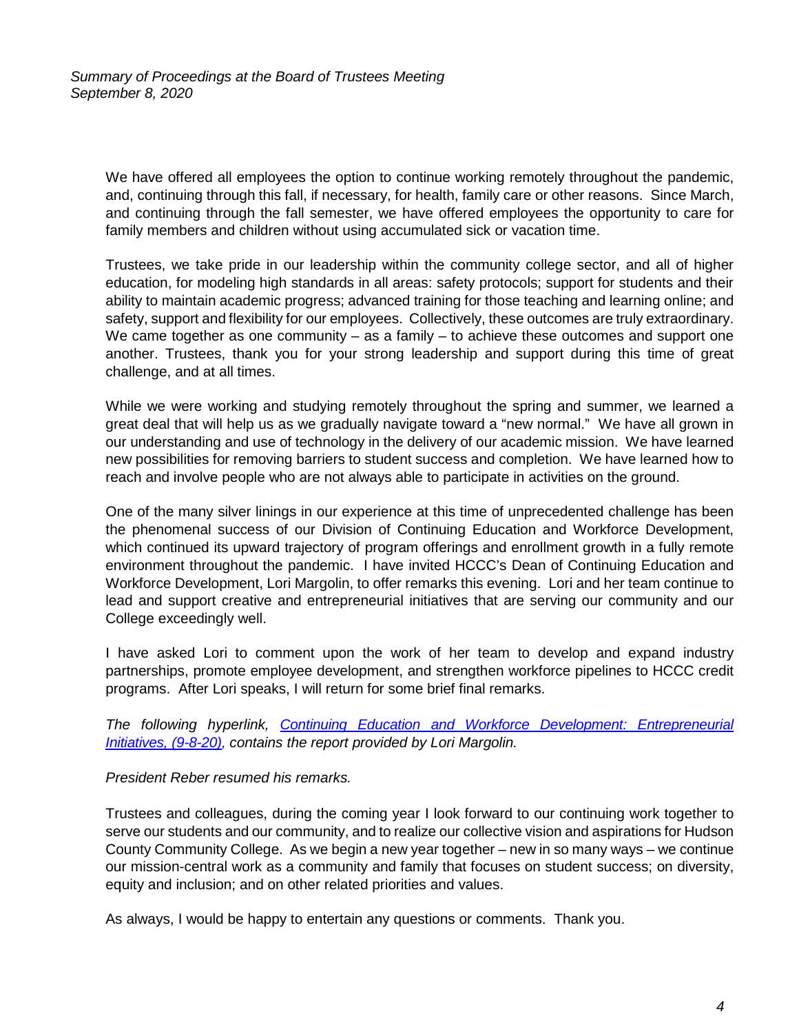We have offered all employees the option to continue working remotely throughout the pandemic, and, continuing through this fall, if necessary, for health, family care or other reasons. Since March, and continuing through the fall semester, we have offered employees the opportunity to care for family members and children without using accumulated sick or vacation time.

Trustees, we take pride in our leadership within the community college sector, and all of higher education, for modeling high standards in all areas: safety protocols; support for students and their ability to maintain academic progress; advanced training for those teaching and learning online; and safety, support and flexibility for our employees. Collectively, these outcomes are truly extraordinary. We came together as one community – as a family – to achieve these outcomes and support one another. Trustees, thank you for your strong leadership and support during this time of great challenge, and at all times.

While we were working and studying remotely throughout the spring and summer, we learned a great deal that will help us as we gradually navigate toward a "new normal." We have all grown in our understanding and use of technology in the delivery of our academic mission. We have learned new possibilities for removing barriers to student success and completion. We have learned how to reach and involve people who are not always able to participate in activities on the ground.

One of the many silver linings in our experience at this time of unprecedented challenge has been the phenomenal success of our Division of Continuing Education and Workforce Development, which continued its upward trajectory of program offerings and enrollment growth in a fully remote environment throughout the pandemic. I have invited HCCC's Dean of Continuing Education and Workforce Development, Lori Margolin, to offer remarks this evening. Lori and her team continue to lead and support creative and entrepreneurial initiatives that are serving our community and our College exceedingly well.

I have asked Lori to comment upon the work of her team to develop and expand industry partnerships, promote employee development, and strengthen workforce pipelines to HCCC credit programs. After Lori speaks, I will return for some brief final remarks.

*The following hyperlink, Continuing Education and Workforce Development: Entrepreneurial Initiatives, (9-8-20), contains the report provided by Lori Margolin.*

*President Reber resumed his remarks.*

Trustees and colleagues, during the coming year I look forward to our continuing work together to serve our students and our community, and to realize our collective vision and aspirations for Hudson County Community College. As we begin a new year together – new in so many ways – we continue our mission-central work as a community and family that focuses on student success; on diversity, equity and inclusion; and on other related priorities and values.

As always, I would be happy to entertain any questions or comments. Thank you.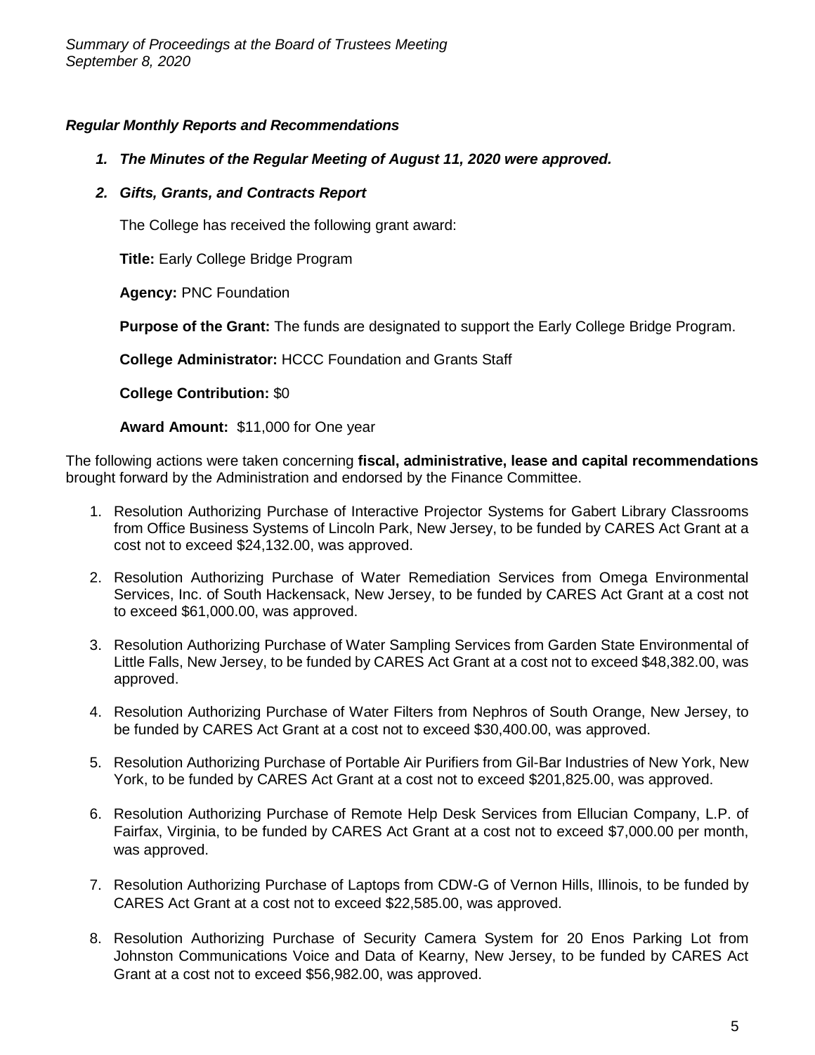### *Regular Monthly Reports and Recommendations*

1. ***The Minutes of the Regular Meeting of August 11, 2020 were approved.***

2. ***Gifts, Grants, and Contracts Report***

   The College has received the following grant award:

   **Title:** Early College Bridge Program

   **Agency:** PNC Foundation

   **Purpose of the Grant:** The funds are designated to support the Early College Bridge Program.

   **College Administrator:** HCCC Foundation and Grants Staff

   **College Contribution:** $0

   **Award Amount:** $11,000 for One year

The following actions were taken concerning **fiscal, administrative, lease and capital recommendations** brought forward by the Administration and endorsed by the Finance Committee.

1. Resolution Authorizing Purchase of Interactive Projector Systems for Gabert Library Classrooms from Office Business Systems of Lincoln Park, New Jersey, to be funded by CARES Act Grant at a cost not to exceed $24,132.00, was approved.
2. Resolution Authorizing Purchase of Water Remediation Services from Omega Environmental Services, Inc. of South Hackensack, New Jersey, to be funded by CARES Act Grant at a cost not to exceed $61,000.00, was approved.
3. Resolution Authorizing Purchase of Water Sampling Services from Garden State Environmental of Little Falls, New Jersey, to be funded by CARES Act Grant at a cost not to exceed $48,382.00, was approved.
4. Resolution Authorizing Purchase of Water Filters from Nephros of South Orange, New Jersey, to be funded by CARES Act Grant at a cost not to exceed $30,400.00, was approved.
5. Resolution Authorizing Purchase of Portable Air Purifiers from Gil-Bar Industries of New York, New York, to be funded by CARES Act Grant at a cost not to exceed $201,825.00, was approved.
6. Resolution Authorizing Purchase of Remote Help Desk Services from Ellucian Company, L.P. of Fairfax, Virginia, to be funded by CARES Act Grant at a cost not to exceed $7,000.00 per month, was approved.
7. Resolution Authorizing Purchase of Laptops from CDW-G of Vernon Hills, Illinois, to be funded by CARES Act Grant at a cost not to exceed $22,585.00, was approved.
8. Resolution Authorizing Purchase of Security Camera System for 20 Enos Parking Lot from Johnston Communications Voice and Data of Kearny, New Jersey, to be funded by CARES Act Grant at a cost not to exceed $56,982.00, was approved.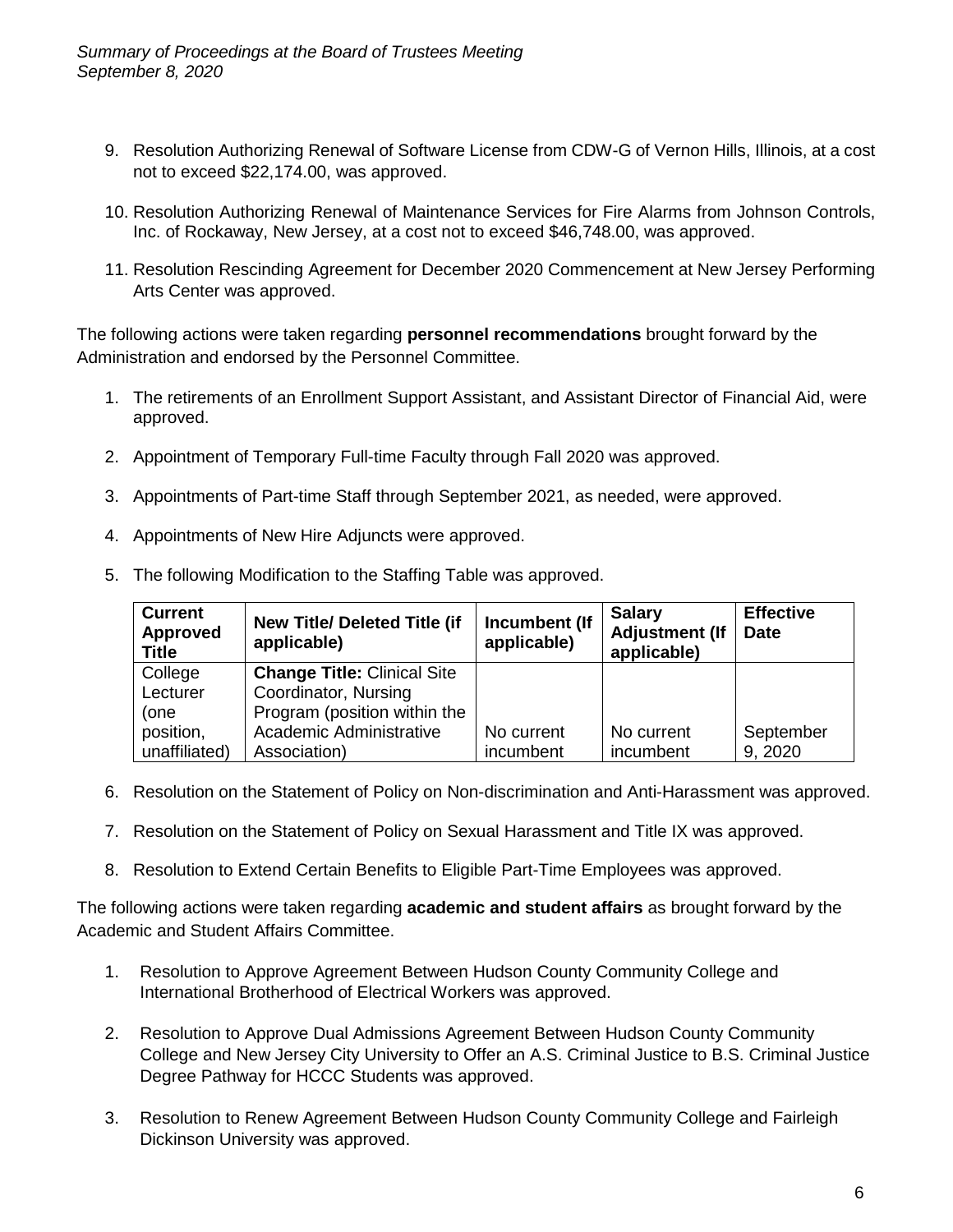9. Resolution Authorizing Renewal of Software License from CDW-G of Vernon Hills, Illinois, at a cost not to exceed $22,174.00, was approved.

10. Resolution Authorizing Renewal of Maintenance Services for Fire Alarms from Johnson Controls, Inc. of Rockaway, New Jersey, at a cost not to exceed $46,748.00, was approved.

11. Resolution Rescinding Agreement for December 2020 Commencement at New Jersey Performing Arts Center was approved.

The following actions were taken regarding **personnel recommendations** brought forward by the Administration and endorsed by the Personnel Committee.

1. The retirements of an Enrollment Support Assistant, and Assistant Director of Financial Aid, were approved.

2. Appointment of Temporary Full-time Faculty through Fall 2020 was approved.

3. Appointments of Part-time Staff through September 2021, as needed, were approved.

4. Appointments of New Hire Adjuncts were approved.

5. The following Modification to the Staffing Table was approved.

| Current Approved Title | New Title/ Deleted Title (if applicable) | Incumbent (If applicable) | Salary Adjustment (If applicable) | Effective Date |
|---|---|---|---|---|
| College Lecturer (one position, unaffiliated) | **Change Title:** Clinical Site Coordinator, Nursing Program (position within the Academic Administrative Association) | No current incumbent | No current incumbent | September 9, 2020 |

6. Resolution on the Statement of Policy on Non-discrimination and Anti-Harassment was approved.

7. Resolution on the Statement of Policy on Sexual Harassment and Title IX was approved.

8. Resolution to Extend Certain Benefits to Eligible Part-Time Employees was approved.

The following actions were taken regarding **academic and student affairs** as brought forward by the Academic and Student Affairs Committee.

1. Resolution to Approve Agreement Between Hudson County Community College and International Brotherhood of Electrical Workers was approved.

2. Resolution to Approve Dual Admissions Agreement Between Hudson County Community College and New Jersey City University to Offer an A.S. Criminal Justice to B.S. Criminal Justice Degree Pathway for HCCC Students was approved.

3. Resolution to Renew Agreement Between Hudson County Community College and Fairleigh Dickinson University was approved.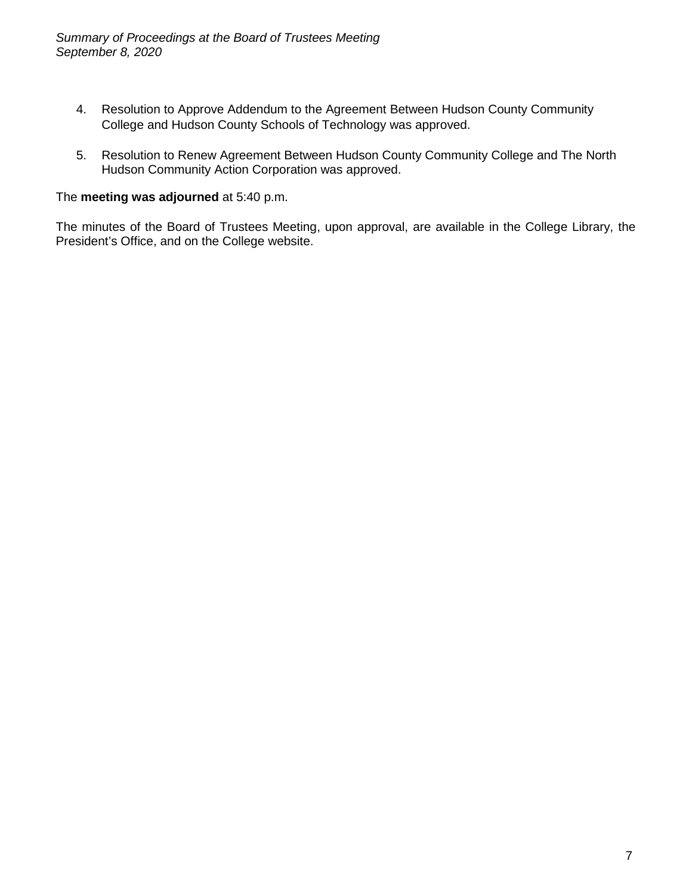4. Resolution to Approve Addendum to the Agreement Between Hudson County Community College and Hudson County Schools of Technology was approved.

5. Resolution to Renew Agreement Between Hudson County Community College and The North Hudson Community Action Corporation was approved.

The **meeting was adjourned** at 5:40 p.m.

The minutes of the Board of Trustees Meeting, upon approval, are available in the College Library, the President's Office, and on the College website.